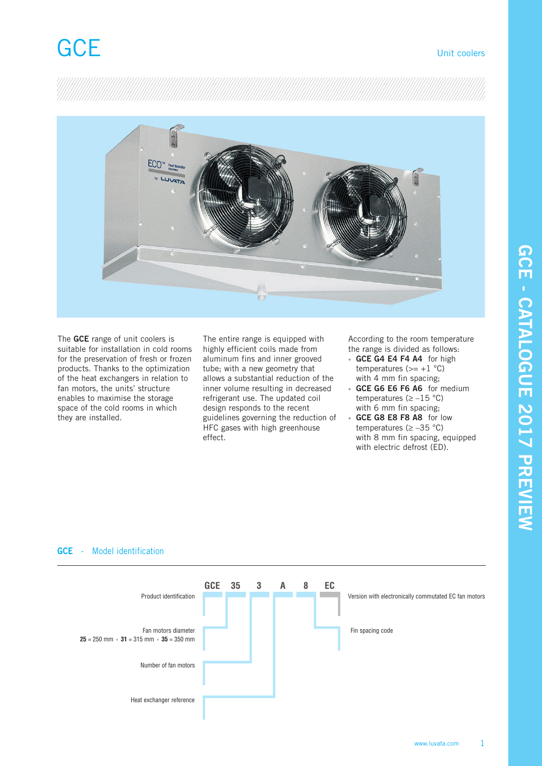# GCE

Unit coolers

The **GCE** range of unit coolers is suitable for installation in cold rooms for the preservation of fresh or frozen products. Thanks to the optimization of the heat exchangers in relation to fan motors, the units' structure enables to maximise the storage space of the cold rooms in which they are installed.

The entire range is equipped with highly efficient coils made from aluminum fins and inner grooved tube; with a new geometry that allows a substantial reduction of the inner volume resulting in decreased refrigerant use. The updated coil design responds to the recent guidelines governing the reduction of HFC gases with high greenhouse effect.

According to the room temperature the range is divided as follows:

- **GCE G4 E4 F4 A4** for high temperatures (>= +1 °C) with 4 mm fin spacing;
- **GCE G6 E6 F6 A6** for medium temperatures (≥ –15 °C) with 6 mm fin spacing;
- **GCE G8 E8 F8 A8** for low temperatures (≥ –35 °C) with 8 mm fin spacing, equipped with electric defrost (ED).

## GCE - Model identification

**GCE 35 3 A 8 EC**

- **GCE**: Product identification
- **35**: Fan motors diameter — **25** = 250 mm • **31** = 315 mm • **35** = 350 mm
- **3**: Number of fan motors
- **A**: Heat exchanger reference
- **8**: Fin spacing code
- **EC**: Version with electronically commutated EC fan motors

GCE - CATALOGUE 2017 PREVIEW

www.luvata.com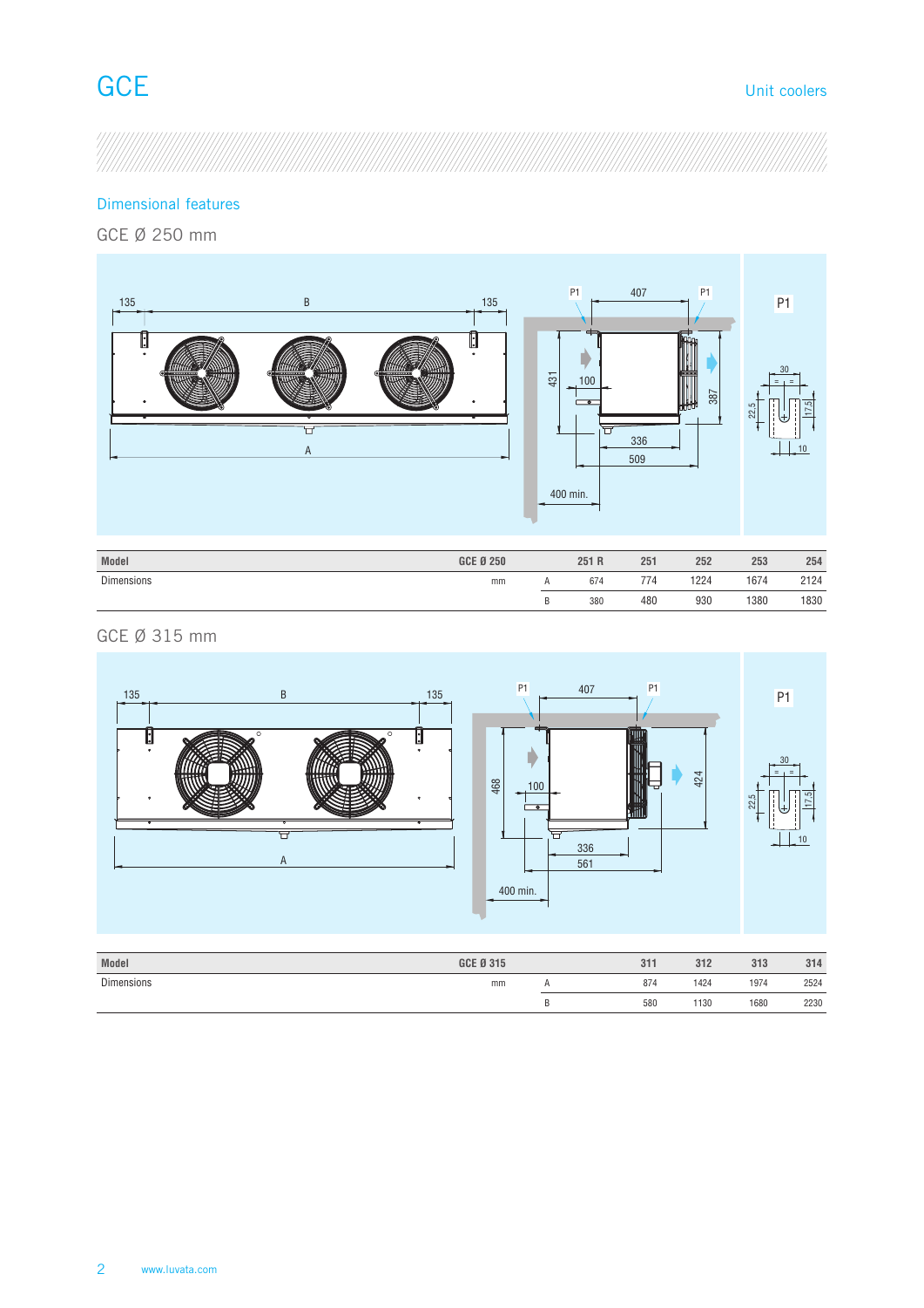# GCE

Unit coolers

## Dimensional features

### GCE Ø 250 mm

| Model | GCE Ø 250 | | 251 R | 251 | 252 | 253 | 254 |
|---|---|---|---|---|---|---|---|
| Dimensions | mm | A | 674 | 774 | 1224 | 1674 | 2124 |
| | | B | 380 | 480 | 930 | 1380 | 1830 |

### GCE Ø 315 mm

| Model | GCE Ø 315 | | 311 | 312 | 313 | 314 |
|---|---|---|---|---|---|---|
| Dimensions | mm | A | 874 | 1424 | 1974 | 2524 |
| | | B | 580 | 1130 | 1680 | 2230 |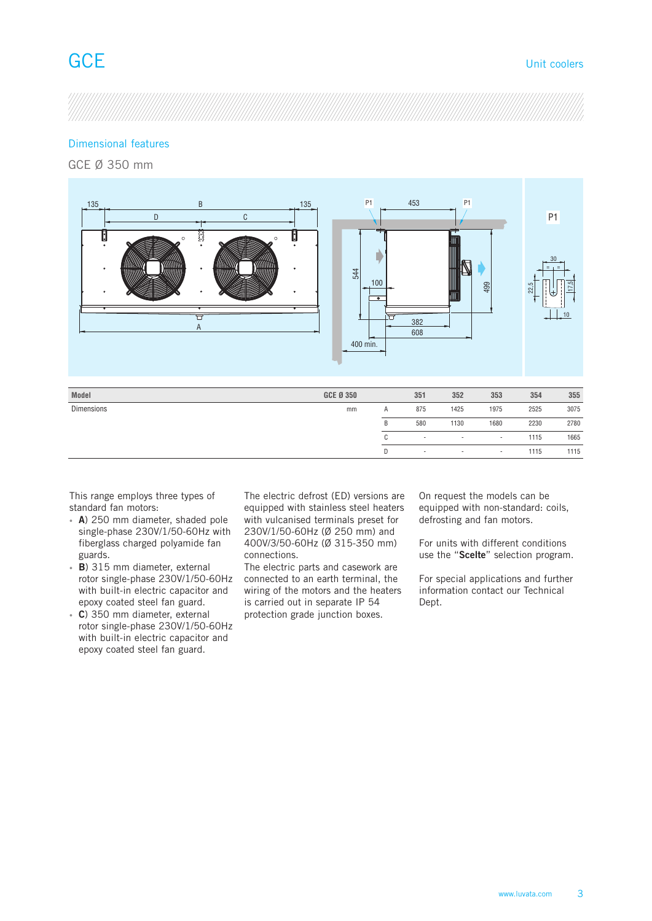# GCE

Unit coolers

## Dimensional features

### GCE Ø 350 mm

| Model | GCE Ø 350 | | 351 | 352 | 353 | 354 | 355 |
|---|---|---|---|---|---|---|---|
| Dimensions | mm | A | 875 | 1425 | 1975 | 2525 | 3075 |
| | | B | 580 | 1130 | 1680 | 2230 | 2780 |
| | | C | - | - | - | 1115 | 1665 |
| | | D | - | - | - | 1115 | 1115 |

This range employs three types of standard fan motors:

- **A**) 250 mm diameter, shaded pole single-phase 230V/1/50-60Hz with fiberglass charged polyamide fan guards.
- **B**) 315 mm diameter, external rotor single-phase 230V/1/50-60Hz with built-in electric capacitor and epoxy coated steel fan guard.
- **C**) 350 mm diameter, external rotor single-phase 230V/1/50-60Hz with built-in electric capacitor and epoxy coated steel fan guard.

The electric defrost (ED) versions are equipped with stainless steel heaters with vulcanised terminals preset for 230V/1/50-60Hz (Ø 250 mm) and 400V/3/50-60Hz (Ø 315-350 mm) connections.
The electric parts and casework are connected to an earth terminal, the wiring of the motors and the heaters is carried out in separate IP 54 protection grade junction boxes.

On request the models can be equipped with non-standard: coils, defrosting and fan motors.

For units with different conditions use the "**Scelte**" selection program.

For special applications and further information contact our Technical Dept.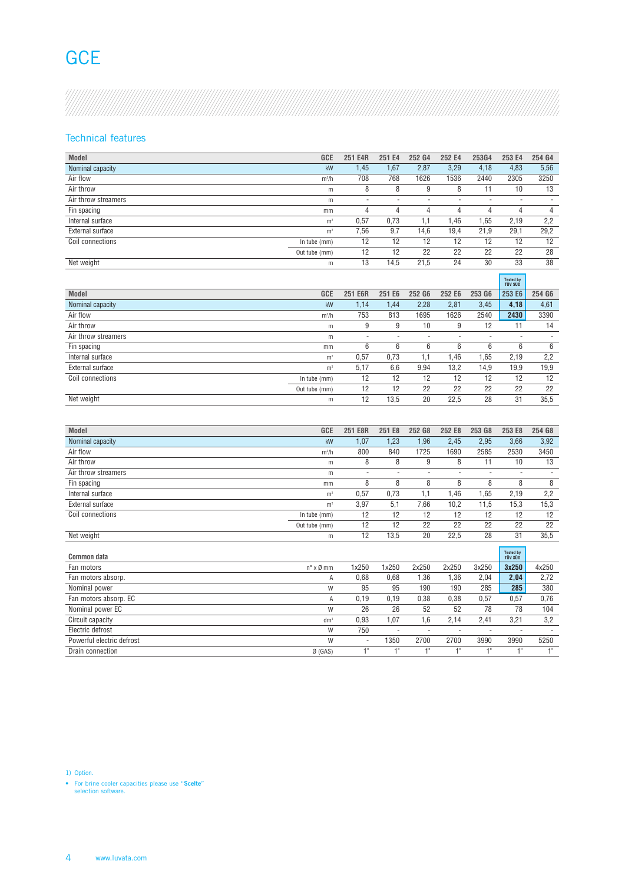# GCE

## Technical features

| Model | GCE | 251 E4R | 251 E4 | 252 G4 | 252 E4 | 253G4 | 253 E4 | 254 G4 |
|---|---|---|---|---|---|---|---|---|
| Nominal capacity | kW | 1,45 | 1,67 | 2,87 | 3,29 | 4,18 | 4,83 | 5,56 |
| Air flow | m³/h | 708 | 768 | 1626 | 1536 | 2440 | 2305 | 3250 |
| Air throw | m | 8 | 8 | 9 | 8 | 11 | 10 | 13 |
| Air throw streamers | m | - | - | - | - | - | - | - |
| Fin spacing | mm | 4 | 4 | 4 | 4 | 4 | 4 | 4 |
| Internal surface | m² | 0,57 | 0,73 | 1,1 | 1,46 | 1,65 | 2,19 | 2,2 |
| External surface | m² | 7,56 | 9,7 | 14,6 | 19,4 | 21,9 | 29,1 | 29,2 |
| Coil connections | In tube (mm) | 12 | 12 | 12 | 12 | 12 | 12 | 12 |
| | Out tube (mm) | 12 | 12 | 22 | 22 | 22 | 22 | 28 |
| Net weight | m | 13 | 14,5 | 21,5 | 24 | 30 | 33 | 38 |

| Model | GCE | 251 E6R | 251 E6 | 252 G6 | 252 E6 | 253 G6 | 253 E6 (Tested by TÜV SÜD) | 254 G6 |
|---|---|---|---|---|---|---|---|---|
| Nominal capacity | kW | 1,14 | 1,44 | 2,28 | 2,81 | 3,45 | **4,18** | 4,61 |
| Air flow | m³/h | 753 | 813 | 1695 | 1626 | 2540 | **2430** | 3390 |
| Air throw | m | 9 | 9 | 10 | 9 | 12 | 11 | 14 |
| Air throw streamers | m | - | - | - | - | - | - | - |
| Fin spacing | mm | 6 | 6 | 6 | 6 | 6 | 6 | 6 |
| Internal surface | m² | 0,57 | 0,73 | 1,1 | 1,46 | 1,65 | 2,19 | 2,2 |
| External surface | m² | 5,17 | 6,6 | 9,94 | 13,2 | 14,9 | 19,9 | 19,9 |
| Coil connections | In tube (mm) | 12 | 12 | 12 | 12 | 12 | 12 | 12 |
| | Out tube (mm) | 12 | 12 | 22 | 22 | 22 | 22 | 22 |
| Net weight | m | 12 | 13,5 | 20 | 22,5 | 28 | 31 | 35,5 |

| Model | GCE | 251 E8R | 251 E8 | 252 G8 | 252 E8 | 253 G8 | 253 E8 | 254 G8 |
|---|---|---|---|---|---|---|---|---|
| Nominal capacity | kW | 1,07 | 1,23 | 1,96 | 2,45 | 2,95 | 3,66 | 3,92 |
| Air flow | m³/h | 800 | 840 | 1725 | 1690 | 2585 | 2530 | 3450 |
| Air throw | m | 8 | 8 | 9 | 8 | 11 | 10 | 13 |
| Air throw streamers | m | - | - | - | - | - | - | - |
| Fin spacing | mm | 8 | 8 | 8 | 8 | 8 | 8 | 8 |
| Internal surface | m² | 0,57 | 0,73 | 1,1 | 1,46 | 1,65 | 2,19 | 2,2 |
| External surface | m² | 3,97 | 5,1 | 7,66 | 10,2 | 11,5 | 15,3 | 15,3 |
| Coil connections | In tube (mm) | 12 | 12 | 12 | 12 | 12 | 12 | 12 |
| | Out tube (mm) | 12 | 12 | 22 | 22 | 22 | 22 | 22 |
| Net weight | m | 12 | 13,5 | 20 | 22,5 | 28 | 31 | 35,5 |

| Common data | | | | | | | (Tested by TÜV SÜD) | |
|---|---|---|---|---|---|---|---|---|
| Fan motors | n° x Ø mm | 1x250 | 1x250 | 2x250 | 2x250 | 3x250 | **3x250** | 4x250 |
| Fan motors absorp. | A | 0,68 | 0,68 | 1,36 | 1,36 | 2,04 | **2,04** | 2,72 |
| Nominal power | W | 95 | 95 | 190 | 190 | 285 | **285** | 380 |
| Fan motors absorp. EC | A | 0,19 | 0,19 | 0,38 | 0,38 | 0,57 | 0,57 | 0,76 |
| Nominal power EC | W | 26 | 26 | 52 | 52 | 78 | 78 | 104 |
| Circuit capacity | dm³ | 0,93 | 1,07 | 1,6 | 2,14 | 2,41 | 3,21 | 3,2 |
| Electric defrost | W | 750 | - | - | - | - | - | - |
| Powerful electric defrost | W | - | 1350 | 2700 | 2700 | 3990 | 3990 | 5250 |
| Drain connection | Ø (GAS) | 1" | 1" | 1" | 1" | 1" | 1" | 1" |

1) Option.

- For brine cooler capacities please use "**Scelte**" selection software.

www.luvata.com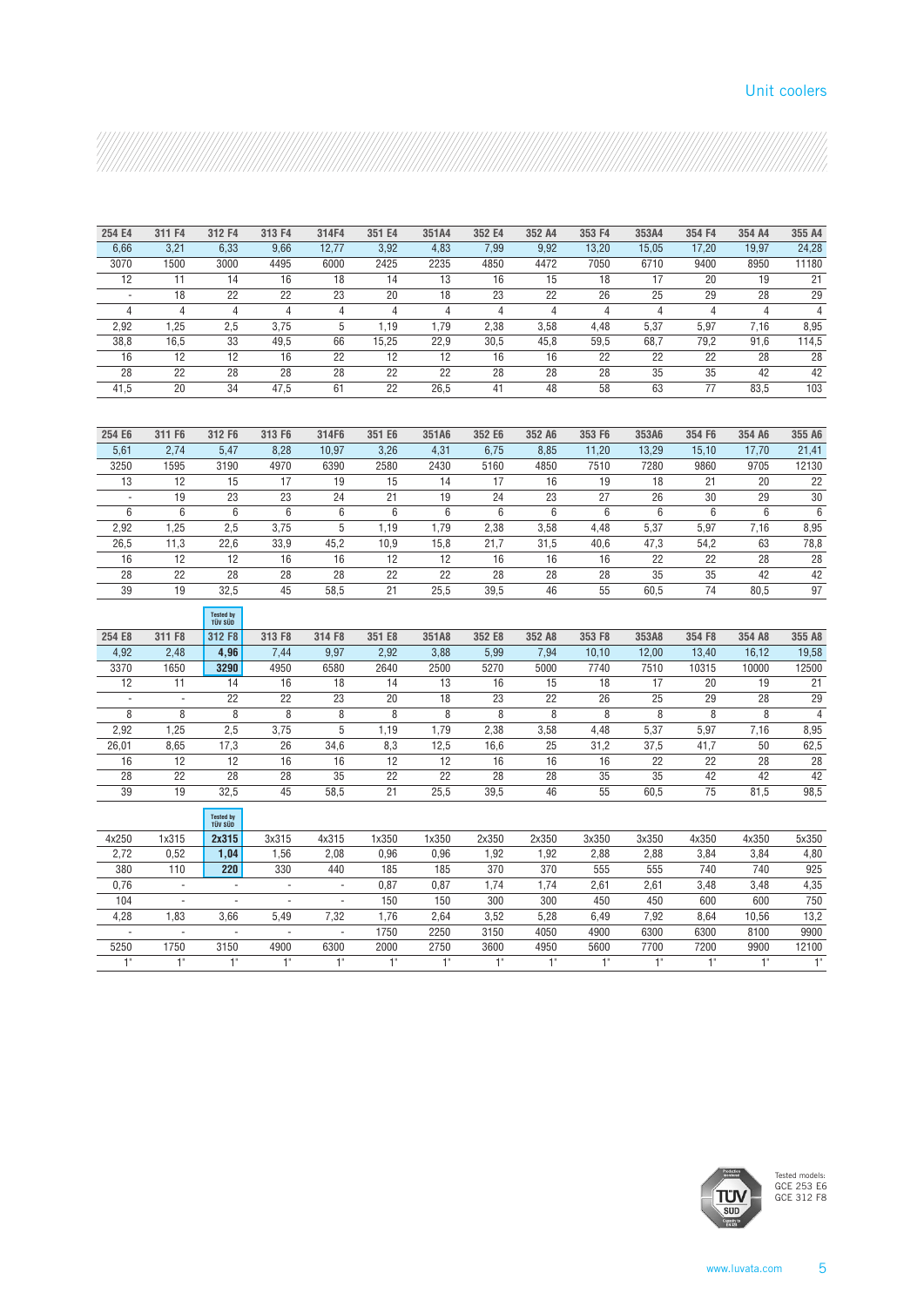# Unit coolers

| 254 E4 | 311 F4 | 312 F4 | 313 F4 | 314F4 | 351 E4 | 351A4 | 352 E4 | 352 A4 | 353 F4 | 353A4 | 354 F4 | 354 A4 | 355 A4 |
|---|---|---|---|---|---|---|---|---|---|---|---|---|---|
| 6,66 | 3,21 | 6,33 | 9,66 | 12,77 | 3,92 | 4,83 | 7,99 | 9,92 | 13,20 | 15,05 | 17,20 | 19,97 | 24,28 |
| 3070 | 1500 | 3000 | 4495 | 6000 | 2425 | 2235 | 4850 | 4472 | 7050 | 6710 | 9400 | 8950 | 11180 |
| 12 | 11 | 14 | 16 | 18 | 14 | 13 | 16 | 15 | 18 | 17 | 20 | 19 | 21 |
| - | 18 | 22 | 22 | 23 | 20 | 18 | 23 | 22 | 26 | 25 | 29 | 28 | 29 |
| 4 | 4 | 4 | 4 | 4 | 4 | 4 | 4 | 4 | 4 | 4 | 4 | 4 | 4 |
| 2,92 | 1,25 | 2,5 | 3,75 | 5 | 1,19 | 1,79 | 2,38 | 3,58 | 4,48 | 5,37 | 5,97 | 7,16 | 8,95 |
| 38,8 | 16,5 | 33 | 49,5 | 66 | 15,25 | 22,9 | 30,5 | 45,8 | 59,5 | 68,7 | 79,2 | 91,6 | 114,5 |
| 16 | 12 | 12 | 16 | 22 | 12 | 12 | 16 | 16 | 22 | 22 | 22 | 28 | 28 |
| 28 | 22 | 28 | 28 | 28 | 22 | 22 | 28 | 28 | 28 | 35 | 35 | 42 | 42 |
| 41,5 | 20 | 34 | 47,5 | 61 | 22 | 26,5 | 41 | 48 | 58 | 63 | 77 | 83,5 | 103 |

| 254 E6 | 311 F6 | 312 F6 | 313 F6 | 314F6 | 351 E6 | 351A6 | 352 E6 | 352 A6 | 353 F6 | 353A6 | 354 F6 | 354 A6 | 355 A6 |
|---|---|---|---|---|---|---|---|---|---|---|---|---|---|
| 5,61 | 2,74 | 5,47 | 8,28 | 10,97 | 3,26 | 4,31 | 6,75 | 8,85 | 11,20 | 13,29 | 15,10 | 17,70 | 21,41 |
| 3250 | 1595 | 3190 | 4970 | 6390 | 2580 | 2430 | 5160 | 4850 | 7510 | 7280 | 9860 | 9705 | 12130 |
| 13 | 12 | 15 | 17 | 19 | 15 | 14 | 17 | 16 | 19 | 18 | 21 | 20 | 22 |
| - | 19 | 23 | 23 | 24 | 21 | 19 | 24 | 23 | 27 | 26 | 30 | 29 | 30 |
| 6 | 6 | 6 | 6 | 6 | 6 | 6 | 6 | 6 | 6 | 6 | 6 | 6 | 6 |
| 2,92 | 1,25 | 2,5 | 3,75 | 5 | 1,19 | 1,79 | 2,38 | 3,58 | 4,48 | 5,37 | 5,97 | 7,16 | 8,95 |
| 26,5 | 11,3 | 22,6 | 33,9 | 45,2 | 10,9 | 15,8 | 21,7 | 31,5 | 40,6 | 47,3 | 54,2 | 63 | 78,8 |
| 16 | 12 | 12 | 16 | 16 | 12 | 12 | 16 | 16 | 16 | 22 | 22 | 28 | 28 |
| 28 | 22 | 28 | 28 | 28 | 22 | 22 | 28 | 28 | 28 | 35 | 35 | 42 | 42 |
| 39 | 19 | 32,5 | 45 | 58,5 | 21 | 25,5 | 39,5 | 46 | 55 | 60,5 | 74 | 80,5 | 97 |

| 254 E8 | 311 F8 | 312 F8 (Tested by TÜV SÜD) | 313 F8 | 314 F8 | 351 E8 | 351A8 | 352 E8 | 352 A8 | 353 F8 | 353A8 | 354 F8 | 354 A8 | 355 A8 |
|---|---|---|---|---|---|---|---|---|---|---|---|---|---|
| 4,92 | 2,48 | **4,96** | 7,44 | 9,97 | 2,92 | 3,88 | 5,99 | 7,94 | 10,10 | 12,00 | 13,40 | 16,12 | 19,58 |
| 3370 | 1650 | **3290** | 4950 | 6580 | 2640 | 2500 | 5270 | 5000 | 7740 | 7510 | 10315 | 10000 | 12500 |
| 12 | 11 | 14 | 16 | 18 | 14 | 13 | 16 | 15 | 18 | 17 | 20 | 19 | 21 |
| - | - | 22 | 22 | 23 | 20 | 18 | 23 | 22 | 26 | 25 | 29 | 28 | 29 |
| 8 | 8 | 8 | 8 | 8 | 8 | 8 | 8 | 8 | 8 | 8 | 8 | 8 | 4 |
| 2,92 | 1,25 | 2,5 | 3,75 | 5 | 1,19 | 1,79 | 2,38 | 3,58 | 4,48 | 5,37 | 5,97 | 7,16 | 8,95 |
| 26,01 | 8,65 | 17,3 | 26 | 34,6 | 8,3 | 12,5 | 16,6 | 25 | 31,2 | 37,5 | 41,7 | 50 | 62,5 |
| 16 | 12 | 12 | 16 | 16 | 12 | 12 | 16 | 16 | 16 | 22 | 22 | 28 | 28 |
| 28 | 22 | 28 | 28 | 35 | 22 | 22 | 28 | 28 | 35 | 35 | 42 | 42 | 42 |
| 39 | 19 | 32,5 | 45 | 58,5 | 21 | 25,5 | 39,5 | 46 | 55 | 60,5 | 75 | 81,5 | 98,5 |

| 4x250 | 1x315 | 2x315 (Tested by TÜV SÜD) | 3x315 | 4x315 | 1x350 | 1x350 | 2x350 | 2x350 | 3x350 | 3x350 | 4x350 | 4x350 | 5x350 |
|---|---|---|---|---|---|---|---|---|---|---|---|---|---|
| 2,72 | 0,52 | **1,04** | 1,56 | 2,08 | 0,96 | 0,96 | 1,92 | 1,92 | 2,88 | 2,88 | 3,84 | 3,84 | 4,80 |
| 380 | 110 | **220** | 330 | 440 | 185 | 185 | 370 | 370 | 555 | 555 | 740 | 740 | 925 |
| 0,76 | - | - | - | - | 0,87 | 0,87 | 1,74 | 1,74 | 2,61 | 2,61 | 3,48 | 3,48 | 4,35 |
| 104 | - | - | - | - | 150 | 150 | 300 | 300 | 450 | 450 | 600 | 600 | 750 |
| 4,28 | 1,83 | 3,66 | 5,49 | 7,32 | 1,76 | 2,64 | 3,52 | 5,28 | 6,49 | 7,92 | 8,64 | 10,56 | 13,2 |
| - | - | - | - | - | 1750 | 2250 | 3150 | 4050 | 4900 | 6300 | 6300 | 8100 | 9900 |
| 5250 | 1750 | 3150 | 4900 | 6300 | 2000 | 2750 | 3600 | 4950 | 5600 | 7700 | 7200 | 9900 | 12100 |
| 1" | 1" | 1" | 1" | 1" | 1" | 1" | 1" | 1" | 1" | 1" | 1" | 1" | 1" |

Tested models:
GCE 253 E6
GCE 312 F8

www.luvata.com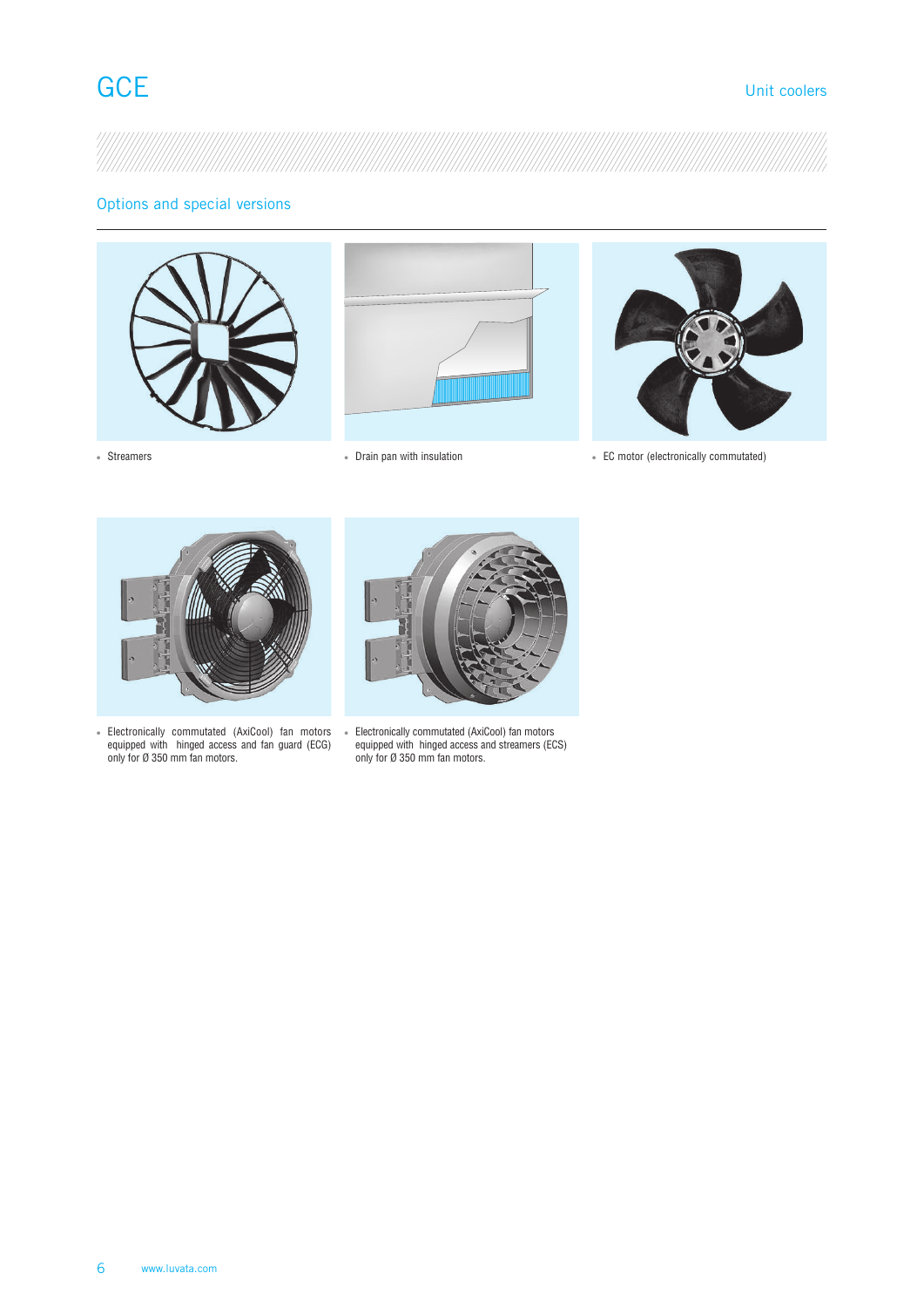## Options and special versions

- Streamers
- Drain pan with insulation
- EC motor (electronically commutated)
- Electronically commutated (AxiCool) fan motors equipped with hinged access and fan guard (ECG) only for Ø 350 mm fan motors.
- Electronically commutated (AxiCool) fan motors equipped with hinged access and streamers (ECS) only for Ø 350 mm fan motors.